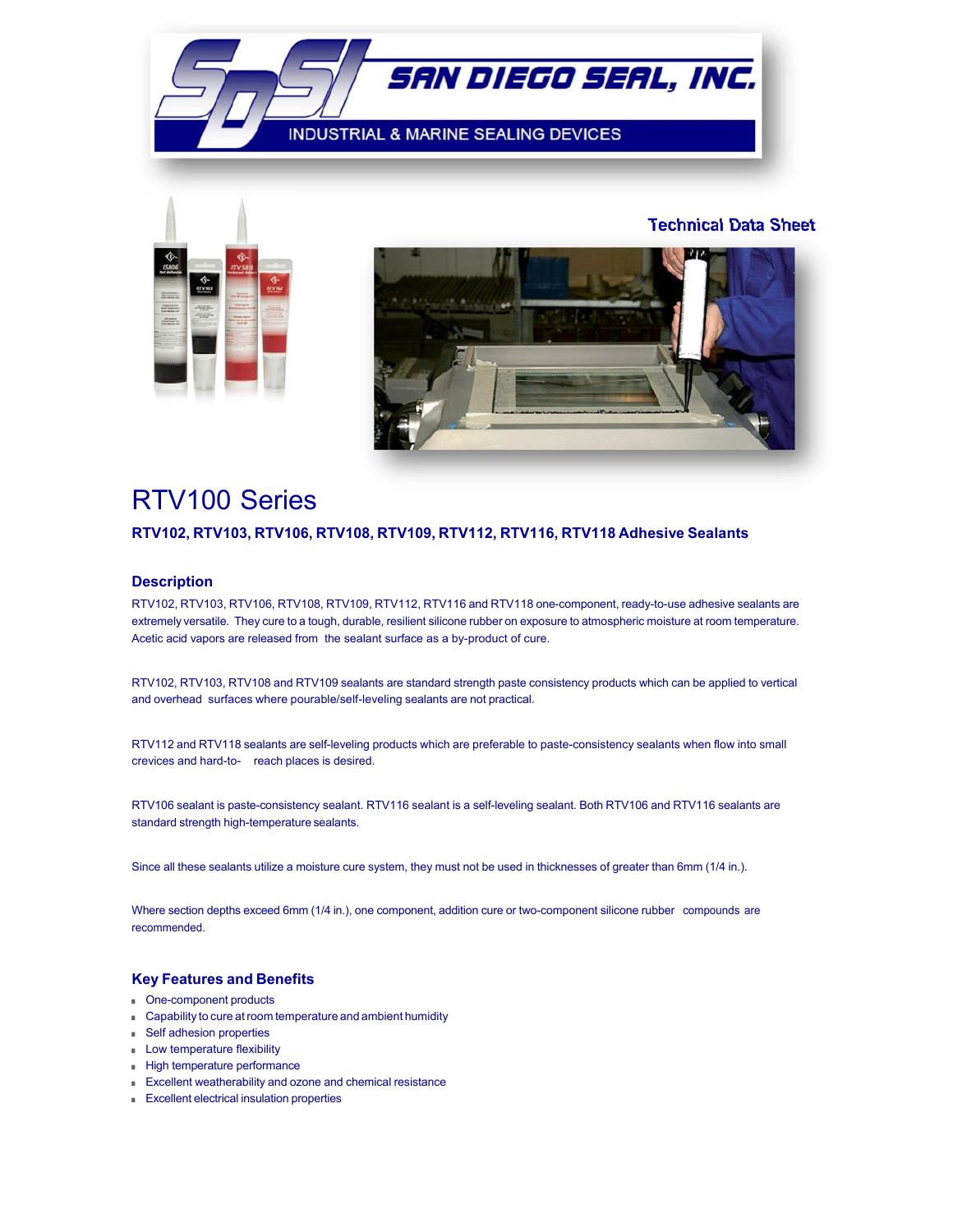SAN DIEGO SEAL, INC.

INDUSTRIAL & MARINE SEALING DEVICES

Technical Data Sheet

# RTV100 Series

### RTV102, RTV103, RTV106, RTV108, RTV109, RTV112, RTV116, RTV118 Adhesive Sealants

## Description

RTV102, RTV103, RTV106, RTV108, RTV109, RTV112, RTV116 and RTV118 one-component, ready-to-use adhesive sealants are extremely versatile. They cure to a tough, durable, resilient silicone rubber on exposure to atmospheric moisture at room temperature. Acetic acid vapors are released from the sealant surface as a by-product of cure.

RTV102, RTV103, RTV108 and RTV109 sealants are standard strength paste consistency products which can be applied to vertical and overhead surfaces where pourable/self-leveling sealants are not practical.

RTV112 and RTV118 sealants are self-leveling products which are preferable to paste-consistency sealants when flow into small crevices and hard-to- reach places is desired.

RTV106 sealant is paste-consistency sealant. RTV116 sealant is a self-leveling sealant. Both RTV106 and RTV116 sealants are standard strength high-temperature sealants.

Since all these sealants utilize a moisture cure system, they must not be used in thicknesses of greater than 6mm (1/4 in.).

Where section depths exceed 6mm (1/4 in.), one component, addition cure or two-component silicone rubber compounds are recommended.

## Key Features and Benefits

- One-component products
- Capability to cure at room temperature and ambient humidity
- Self adhesion properties
- Low temperature flexibility
- High temperature performance
- Excellent weatherability and ozone and chemical resistance
- Excellent electrical insulation properties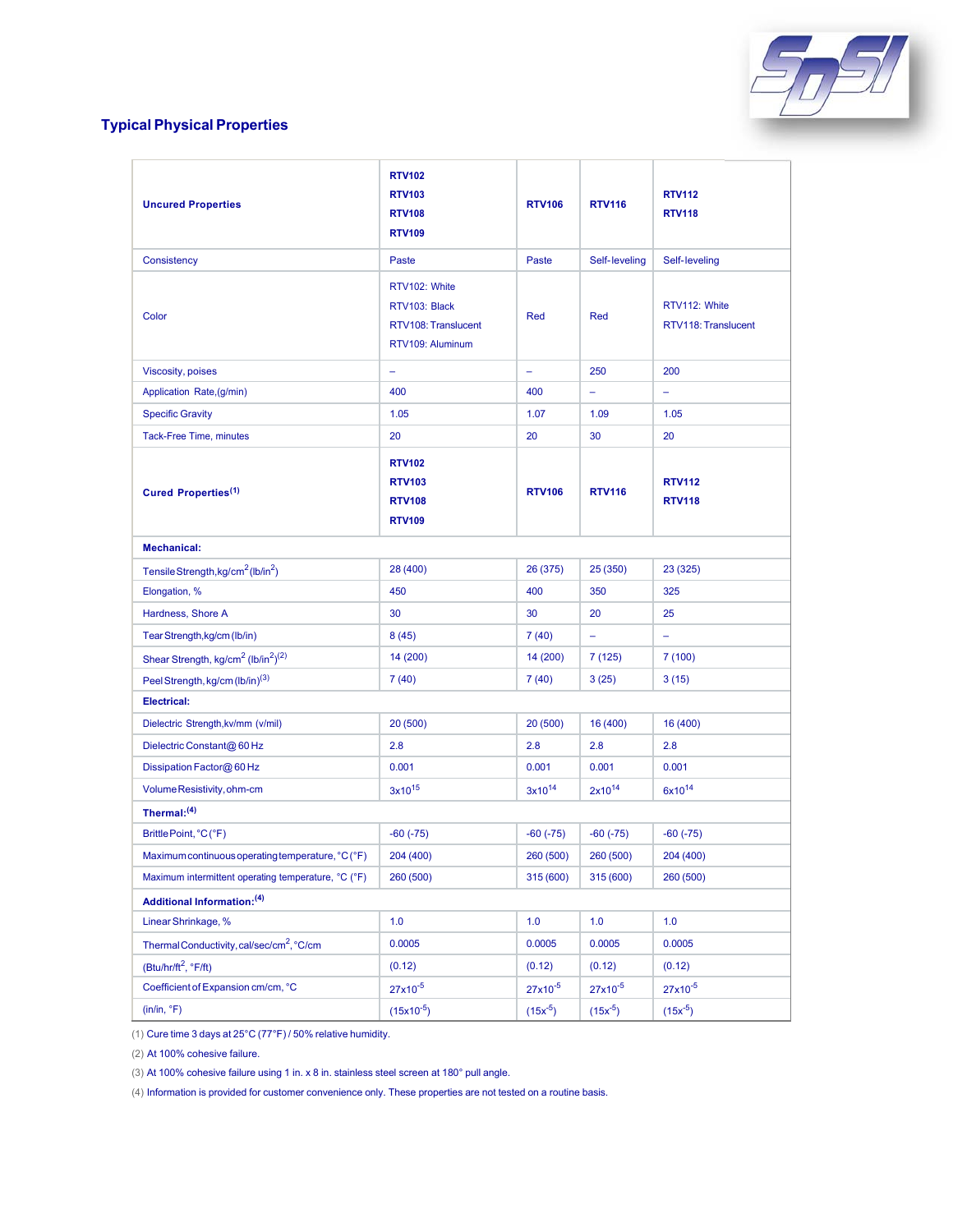## Typical Physical Properties

| Uncured Properties | RTV102<br>RTV103<br>RTV108<br>RTV109 | RTV106 | RTV116 | RTV112<br>RTV118 |
|---|---|---|---|---|
| Consistency | Paste | Paste | Self-leveling | Self-leveling |
| Color | RTV102: White<br>RTV103: Black<br>RTV108: Translucent<br>RTV109: Aluminum | Red | Red | RTV112: White<br>RTV118: Translucent |
| Viscosity, poises | – | – | 250 | 200 |
| Application Rate,(g/min) | 400 | 400 | – | – |
| Specific Gravity | 1.05 | 1.07 | 1.09 | 1.05 |
| Tack-Free Time, minutes | 20 | 20 | 30 | 20 |
| **Cured Properties(1)** | **RTV102<br>RTV103<br>RTV108<br>RTV109** | **RTV106** | **RTV116** | **RTV112<br>RTV118** |
| **Mechanical:** | | | | |
| Tensile Strength, $kg/cm^2$ ($lb/in^2$) | 28 (400) | 26 (375) | 25 (350) | 23 (325) |
| Elongation, % | 450 | 400 | 350 | 325 |
| Hardness, Shore A | 30 | 30 | 20 | 25 |
| Tear Strength, kg/cm (lb/in) | 8 (45) | 7 (40) | – | – |
| Shear Strength, $kg/cm^2$ ($lb/in^2$)(2) | 14 (200) | 14 (200) | 7 (125) | 7 (100) |
| Peel Strength, kg/cm (lb/in)(3) | 7 (40) | 7 (40) | 3 (25) | 3 (15) |
| **Electrical:** | | | | |
| Dielectric Strength, kv/mm (v/mil) | 20 (500) | 20 (500) | 16 (400) | 16 (400) |
| Dielectric Constant @ 60 Hz | 2.8 | 2.8 | 2.8 | 2.8 |
| Dissipation Factor @ 60 Hz | 0.001 | 0.001 | 0.001 | 0.001 |
| Volume Resistivity, ohm-cm | $3x10^{15}$ | $3x10^{14}$ | $2x10^{14}$ | $6x10^{14}$ |
| **Thermal:(4)** | | | | |
| Brittle Point, °C (°F) | -60 (-75) | -60 (-75) | -60 (-75) | -60 (-75) |
| Maximum continuous operating temperature, °C (°F) | 204 (400) | 260 (500) | 260 (500) | 204 (400) |
| Maximum intermittent operating temperature, °C (°F) | 260 (500) | 315 (600) | 315 (600) | 260 (500) |
| **Additional Information:(4)** | | | | |
| Linear Shrinkage, % | 1.0 | 1.0 | 1.0 | 1.0 |
| Thermal Conductivity, $cal/sec/cm^2$, °C/cm | 0.0005 | 0.0005 | 0.0005 | 0.0005 |
| ($Btu/hr/ft^2$, °F/ft) | (0.12) | (0.12) | (0.12) | (0.12) |
| Coefficient of Expansion cm/cm, °C | $27x10^{-5}$ | $27x10^{-5}$ | $27x10^{-5}$ | $27x10^{-5}$ |
| (in/in, °F) | ($15x10^{-5}$) | ($15x^{-5}$) | ($15x^{-5}$) | ($15x^{-5}$) |

(1) Cure time 3 days at 25°C (77°F) / 50% relative humidity.

(2) At 100% cohesive failure.

(3) At 100% cohesive failure using 1 in. x 8 in. stainless steel screen at 180° pull angle.

(4) Information is provided for customer convenience only. These properties are not tested on a routine basis.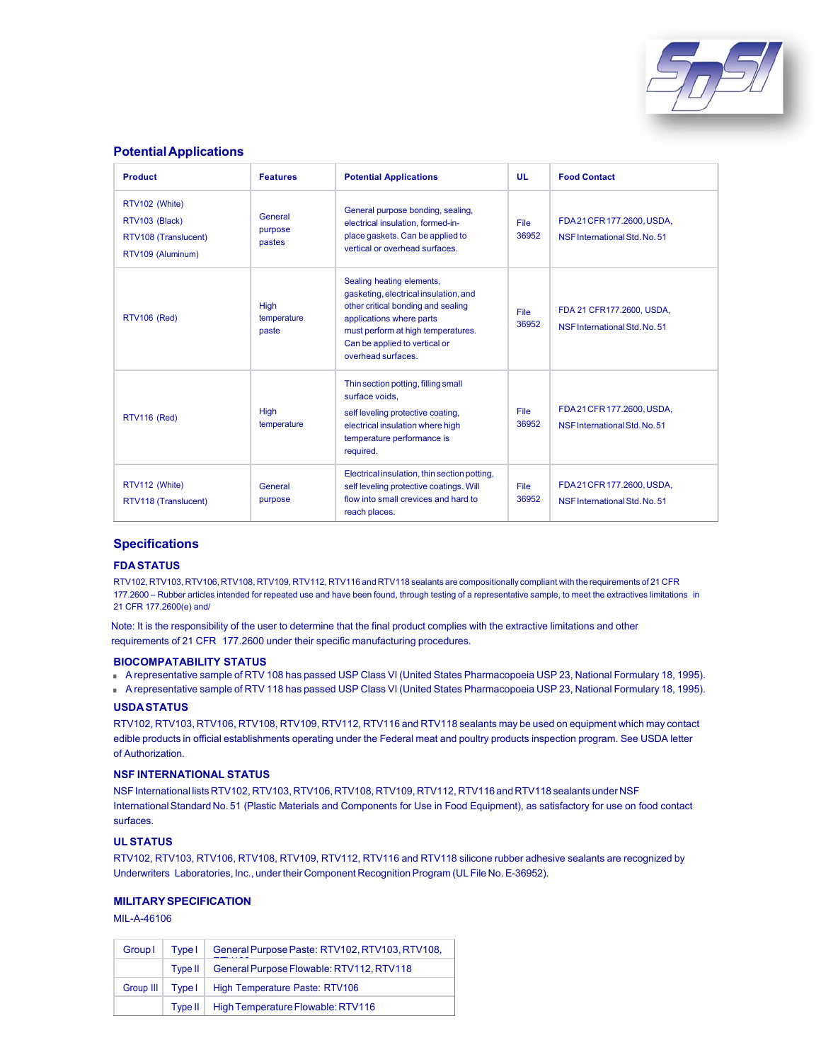## Potential Applications

| Product | Features | Potential Applications | UL | Food Contact |
|---|---|---|---|---|
| RTV102 (White)<br>RTV103 (Black)<br>RTV108 (Translucent)<br>RTV109 (Aluminum) | General purpose pastes | General purpose bonding, sealing, electrical insulation, formed-in-place gaskets. Can be applied to vertical or overhead surfaces. | File 36952 | FDA 21 CFR 177.2600, USDA, NSF International Std. No. 51 |
| RTV106 (Red) | High temperature paste | Sealing heating elements, gasketing, electrical insulation, and other critical bonding and sealing applications where parts must perform at high temperatures. Can be applied to vertical or overhead surfaces. | File 36952 | FDA 21 CFR177.2600, USDA, NSF International Std. No. 51 |
| RTV116 (Red) | High temperature | Thin section potting, filling small surface voids, self leveling protective coating, electrical insulation where high temperature performance is required. | File 36952 | FDA 21 CFR 177.2600, USDA, NSF International Std. No. 51 |
| RTV112 (White)<br>RTV118 (Translucent) | General purpose | Electrical insulation, thin section potting, self leveling protective coatings. Will flow into small crevices and hard to reach places. | File 36952 | FDA 21 CFR 177.2600, USDA, NSF International Std. No. 51 |

## Specifications

### FDA STATUS

RTV102, RTV103, RTV106, RTV108, RTV109, RTV112, RTV116 and RTV118 sealants are compositionally compliant with the requirements of 21 CFR 177.2600 – Rubber articles intended for repeated use and have been found, through testing of a representative sample, to meet the extractives limitations in 21 CFR 177.2600(e) and/

Note: It is the responsibility of the user to determine that the final product complies with the extractive limitations and other requirements of 21 CFR 177.2600 under their specific manufacturing procedures.

### BIOCOMPATABILITY STATUS

- A representative sample of RTV 108 has passed USP Class VI (United States Pharmacopoeia USP 23, National Formulary 18, 1995).
- A representative sample of RTV 118 has passed USP Class VI (United States Pharmacopoeia USP 23, National Formulary 18, 1995).

### USDA STATUS

RTV102, RTV103, RTV106, RTV108, RTV109, RTV112, RTV116 and RTV118 sealants may be used on equipment which may contact edible products in official establishments operating under the Federal meat and poultry products inspection program. See USDA letter of Authorization.

### NSF INTERNATIONAL STATUS

NSF International lists RTV102, RTV103, RTV106, RTV108, RTV109, RTV112, RTV116 and RTV118 sealants under NSF International Standard No. 51 (Plastic Materials and Components for Use in Food Equipment), as satisfactory for use on food contact surfaces.

### UL STATUS

RTV102, RTV103, RTV106, RTV108, RTV109, RTV112, RTV116 and RTV118 silicone rubber adhesive sealants are recognized by Underwriters Laboratories, Inc., under their Component Recognition Program (UL File No. E-36952).

### MILITARY SPECIFICATION

MIL-A-46106

| | | |
|---|---|---|
| Group I | Type I | General Purpose Paste: RTV102, RTV103, RTV108, RTV109 |
| | Type II | General Purpose Flowable: RTV112, RTV118 |
| Group III | Type I | High Temperature Paste: RTV106 |
| | Type II | High Temperature Flowable: RTV116 |